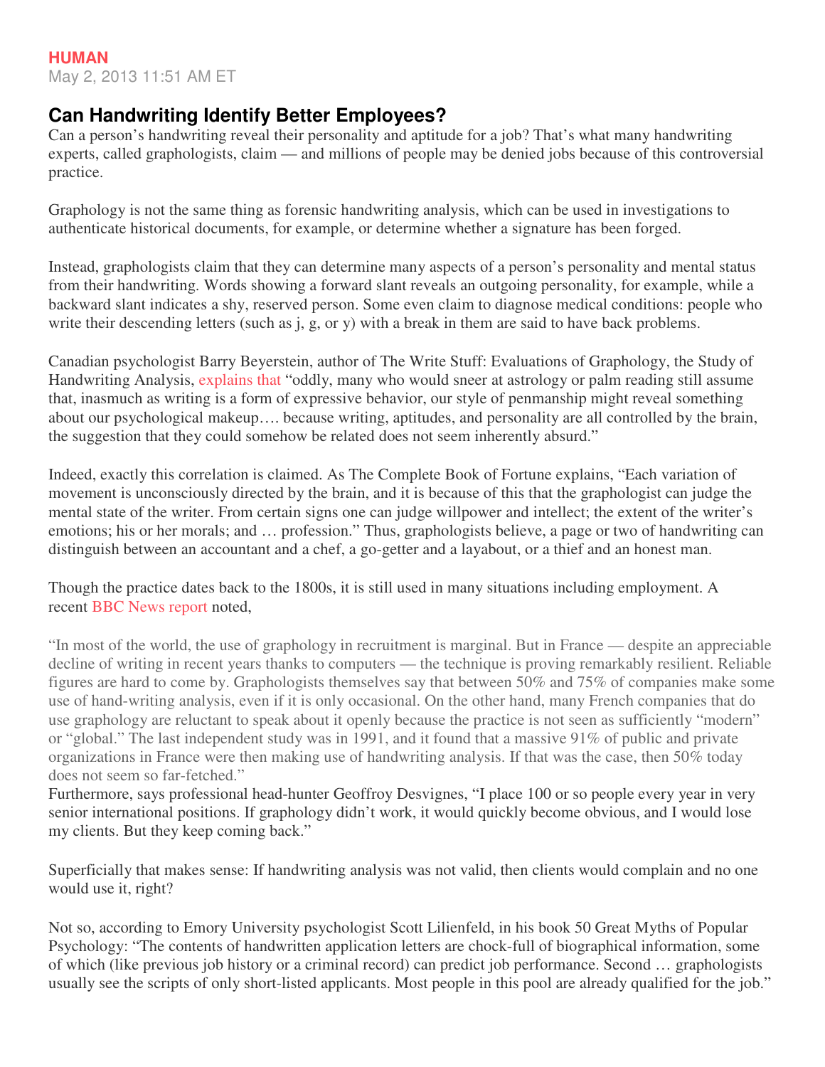**HUMAN**

May 2, 2013 11:51 AM ET

## Can Handwriting Identify Better Employees?

Can a person's handwriting reveal their personality and aptitude for a job? That's what many handwriting experts, called graphologists, claim — and millions of people may be denied jobs because of this controversial practice.

Graphology is not the same thing as forensic handwriting analysis, which can be used in investigations to authenticate historical documents, for example, or determine whether a signature has been forged.

Instead, graphologists claim that they can determine many aspects of a person's personality and mental status from their handwriting. Words showing a forward slant reveals an outgoing personality, for example, while a backward slant indicates a shy, reserved person. Some even claim to diagnose medical conditions: people who write their descending letters (such as j, g, or y) with a break in them are said to have back problems.

Canadian psychologist Barry Beyerstein, author of The Write Stuff: Evaluations of Graphology, the Study of Handwriting Analysis, explains that "oddly, many who would sneer at astrology or palm reading still assume that, inasmuch as writing is a form of expressive behavior, our style of penmanship might reveal something about our psychological makeup…. because writing, aptitudes, and personality are all controlled by the brain, the suggestion that they could somehow be related does not seem inherently absurd."

Indeed, exactly this correlation is claimed. As The Complete Book of Fortune explains, "Each variation of movement is unconsciously directed by the brain, and it is because of this that the graphologist can judge the mental state of the writer. From certain signs one can judge willpower and intellect; the extent of the writer's emotions; his or her morals; and … profession." Thus, graphologists believe, a page or two of handwriting can distinguish between an accountant and a chef, a go-getter and a layabout, or a thief and an honest man.

Though the practice dates back to the 1800s, it is still used in many situations including employment. A recent BBC News report noted,

> "In most of the world, the use of graphology in recruitment is marginal. But in France — despite an appreciable decline of writing in recent years thanks to computers — the technique is proving remarkably resilient. Reliable figures are hard to come by. Graphologists themselves say that between 50% and 75% of companies make some use of hand-writing analysis, even if it is only occasional. On the other hand, many French companies that do use graphology are reluctant to speak about it openly because the practice is not seen as sufficiently "modern" or "global." The last independent study was in 1991, and it found that a massive 91% of public and private organizations in France were then making use of handwriting analysis. If that was the case, then 50% today does not seem so far-fetched."

Furthermore, says professional head-hunter Geoffroy Desvignes, "I place 100 or so people every year in very senior international positions. If graphology didn't work, it would quickly become obvious, and I would lose my clients. But they keep coming back."

Superficially that makes sense: If handwriting analysis was not valid, then clients would complain and no one would use it, right?

Not so, according to Emory University psychologist Scott Lilienfeld, in his book 50 Great Myths of Popular Psychology: "The contents of handwritten application letters are chock-full of biographical information, some of which (like previous job history or a criminal record) can predict job performance. Second … graphologists usually see the scripts of only short-listed applicants. Most people in this pool are already qualified for the job."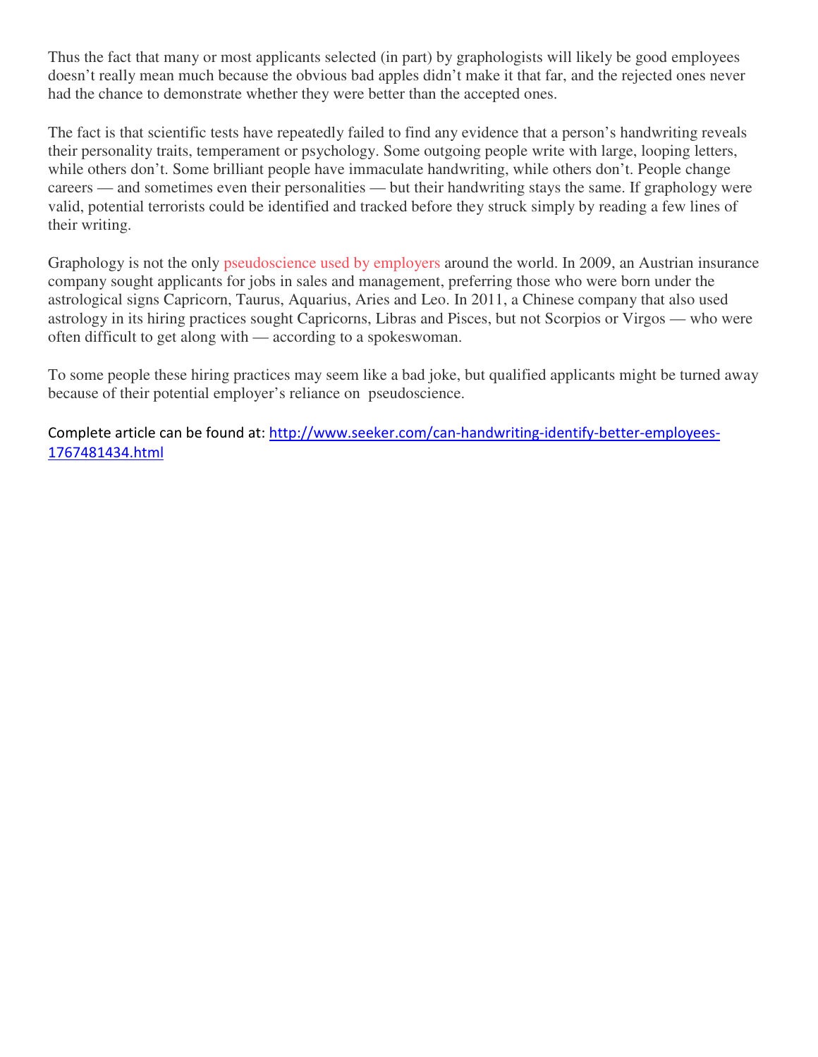Thus the fact that many or most applicants selected (in part) by graphologists will likely be good employees doesn't really mean much because the obvious bad apples didn't make it that far, and the rejected ones never had the chance to demonstrate whether they were better than the accepted ones.

The fact is that scientific tests have repeatedly failed to find any evidence that a person's handwriting reveals their personality traits, temperament or psychology. Some outgoing people write with large, looping letters, while others don't. Some brilliant people have immaculate handwriting, while others don't. People change careers — and sometimes even their personalities — but their handwriting stays the same. If graphology were valid, potential terrorists could be identified and tracked before they struck simply by reading a few lines of their writing.

Graphology is not the only pseudoscience used by employers around the world. In 2009, an Austrian insurance company sought applicants for jobs in sales and management, preferring those who were born under the astrological signs Capricorn, Taurus, Aquarius, Aries and Leo. In 2011, a Chinese company that also used astrology in its hiring practices sought Capricorns, Libras and Pisces, but not Scorpios or Virgos — who were often difficult to get along with — according to a spokeswoman.

To some people these hiring practices may seem like a bad joke, but qualified applicants might be turned away because of their potential employer's reliance on pseudoscience.

Complete article can be found at: http://www.seeker.com/can-handwriting-identify-better-employees-1767481434.html